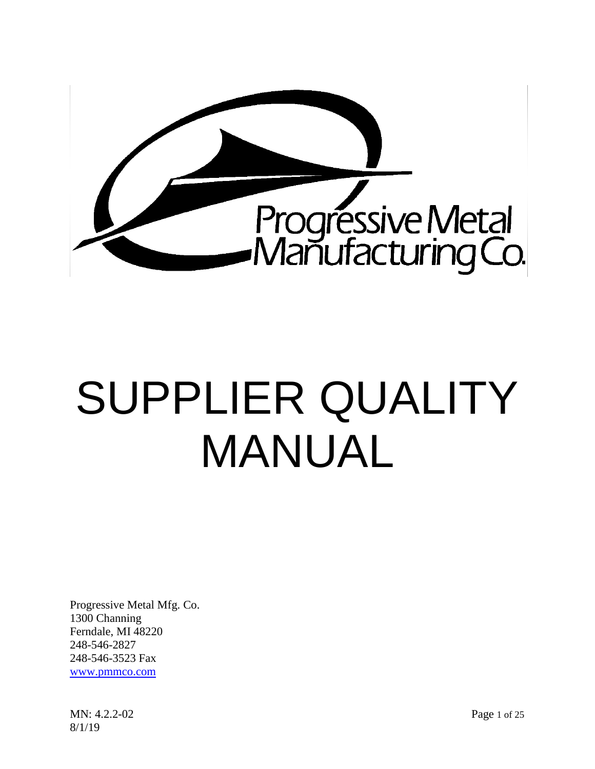Progressive Metal
Manufacturing Co.

# SUPPLIER QUALITY MANUAL

Progressive Metal Mfg. Co.
1300 Channing
Ferndale, MI 48220
248-546-2827
248-546-3523 Fax
www.pmmco.com

MN: 4.2.2-02
8/1/19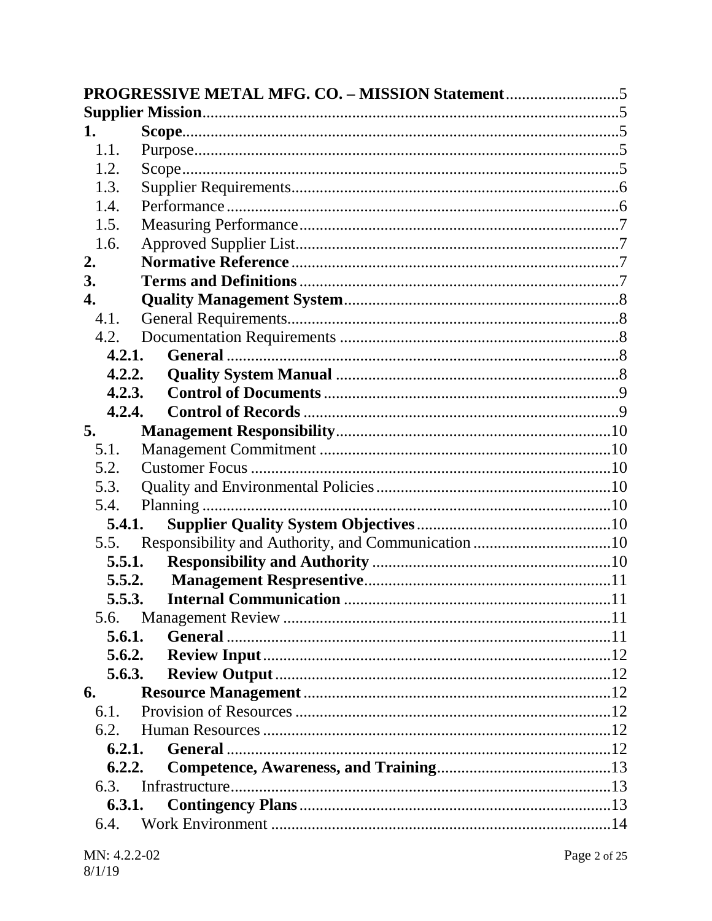**PROGRESSIVE METAL MFG. CO. – MISSION Statement** ........................... 5
**Supplier Mission** ........................................................................................ 5
**1. Scope** ........................................................................................................ 5
  1.1. Purpose ...................................................................................................... 5
  1.2. Scope ......................................................................................................... 5
  1.3. Supplier Requirements ................................................................................ 6
  1.4. Performance ............................................................................................... 6
  1.5. Measuring Performance .............................................................................. 7
  1.6. Approved Supplier List ............................................................................... 7
**2. Normative Reference** ................................................................................ 7
**3. Terms and Definitions** ............................................................................... 7
**4. Quality Management System** ................................................................... 8
  4.1. General Requirements ................................................................................. 8
  4.2. Documentation Requirements .................................................................... 8
    **4.2.1. General** ................................................................................................ 8
    **4.2.2. Quality System Manual** ..................................................................... 8
    **4.2.3. Control of Documents** ........................................................................ 9
    **4.2.4. Control of Records** ............................................................................ 9
**5. Management Responsibility** .................................................................... 10
  5.1. Management Commitment ......................................................................... 10
  5.2. Customer Focus ......................................................................................... 10
  5.3. Quality and Environmental Policies ........................................................... 10
  5.4. Planning .................................................................................................... 10
    **5.4.1. Supplier Quality System Objectives** ................................................. 10
  5.5. Responsibility and Authority, and Communication .................................. 10
    **5.5.1. Responsibility and Authority** ........................................................... 10
    **5.5.2. Management Respresentive** .............................................................. 11
    **5.5.3. Internal Communication** .................................................................. 11
  5.6. Management Review ................................................................................. 11
    **5.6.1. General** .............................................................................................. 11
    **5.6.2. Review Input** ..................................................................................... 12
    **5.6.3. Review Output** .................................................................................. 12
**6. Resource Management** ............................................................................ 12
  6.1. Provision of Resources .............................................................................. 12
  6.2. Human Resources ...................................................................................... 12
    **6.2.1. General** .............................................................................................. 12
    **6.2.2. Competence, Awareness, and Training** ........................................... 13
  6.3. Infrastructure ............................................................................................. 13
    **6.3.1. Contingency Plans** ............................................................................ 13
  6.4. Work Environment .................................................................................... 14

MN: 4.2.2-02
8/1/19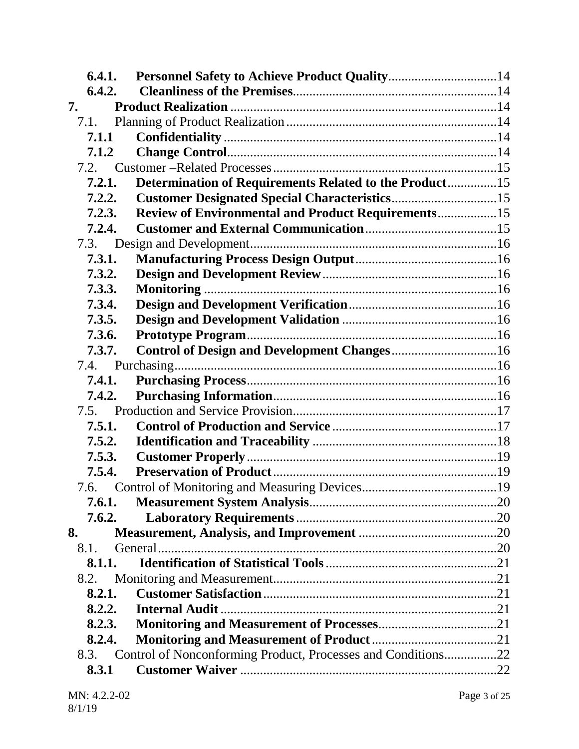**6.4.1. Personnel Safety to Achieve Product Quality** ........ 14
**6.4.2. Cleanliness of the Premises** ........ 14
**7. Product Realization** ........ 14
7.1. Planning of Product Realization ........ 14
**7.1.1 Confidentiality** ........ 14
**7.1.2 Change Control** ........ 14
7.2. Customer –Related Processes ........ 15
**7.2.1. Determination of Requirements Related to the Product** ........ 15
**7.2.2. Customer Designated Special Characteristics** ........ 15
**7.2.3. Review of Environmental and Product Requirements** ........ 15
**7.2.4. Customer and External Communication** ........ 15
7.3. Design and Development ........ 16
**7.3.1. Manufacturing Process Design Output** ........ 16
**7.3.2. Design and Development Review** ........ 16
**7.3.3. Monitoring** ........ 16
**7.3.4. Design and Development Verification** ........ 16
**7.3.5. Design and Development Validation** ........ 16
**7.3.6. Prototype Program** ........ 16
**7.3.7. Control of Design and Development Changes** ........ 16
7.4. Purchasing ........ 16
**7.4.1. Purchasing Process** ........ 16
**7.4.2. Purchasing Information** ........ 16
7.5. Production and Service Provision ........ 17
**7.5.1. Control of Production and Service** ........ 17
**7.5.2. Identification and Traceability** ........ 18
**7.5.3. Customer Properly** ........ 19
**7.5.4. Preservation of Product** ........ 19
7.6. Control of Monitoring and Measuring Devices ........ 19
**7.6.1. Measurement System Analysis** ........ 20
**7.6.2. Laboratory Requirements** ........ 20
**8. Measurement, Analysis, and Improvement** ........ 20
8.1. General ........ 20
**8.1.1. Identification of Statistical Tools** ........ 21
8.2. Monitoring and Measurement ........ 21
**8.2.1. Customer Satisfaction** ........ 21
**8.2.2. Internal Audit** ........ 21
**8.2.3. Monitoring and Measurement of Processes** ........ 21
**8.2.4. Monitoring and Measurement of Product** ........ 21
8.3. Control of Nonconforming Product, Processes and Conditions ........ 22
**8.3.1 Customer Waiver** ........ 22

MN: 4.2.2-02
8/1/19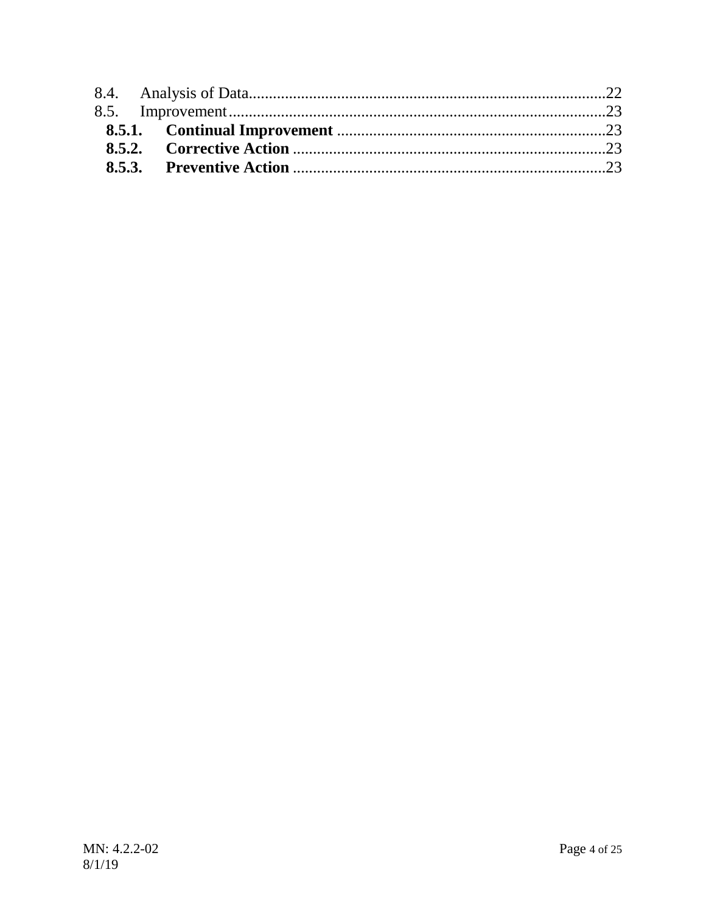8.4. Analysis of Data........................................................................................22
8.5. Improvement.............................................................................................23
**8.5.1. Continual Improvement** ..................................................................23
**8.5.2. Corrective Action** ..............................................................................23
**8.5.3. Preventive Action** ..............................................................................23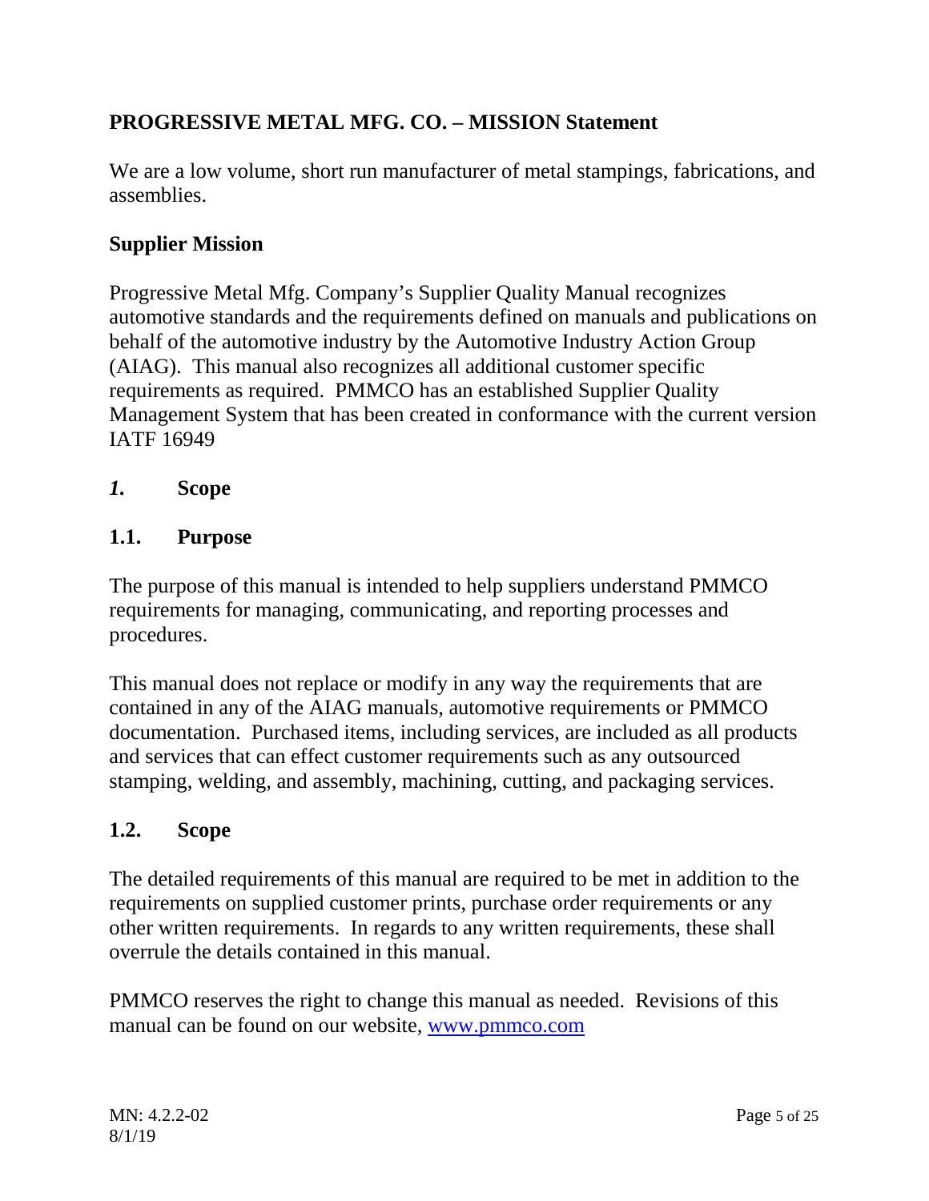## PROGRESSIVE METAL MFG. CO. – MISSION Statement

We are a low volume, short run manufacturer of metal stampings, fabrications, and assemblies.

## Supplier Mission

Progressive Metal Mfg. Company's Supplier Quality Manual recognizes automotive standards and the requirements defined on manuals and publications on behalf of the automotive industry by the Automotive Industry Action Group (AIAG). This manual also recognizes all additional customer specific requirements as required. PMMCO has an established Supplier Quality Management System that has been created in conformance with the current version IATF 16949

## *1.* Scope

### 1.1. Purpose

The purpose of this manual is intended to help suppliers understand PMMCO requirements for managing, communicating, and reporting processes and procedures.

This manual does not replace or modify in any way the requirements that are contained in any of the AIAG manuals, automotive requirements or PMMCO documentation. Purchased items, including services, are included as all products and services that can effect customer requirements such as any outsourced stamping, welding, and assembly, machining, cutting, and packaging services.

### 1.2. Scope

The detailed requirements of this manual are required to be met in addition to the requirements on supplied customer prints, purchase order requirements or any other written requirements. In regards to any written requirements, these shall overrule the details contained in this manual.

PMMCO reserves the right to change this manual as needed. Revisions of this manual can be found on our website, [www.pmmco.com](http://www.pmmco.com)

MN: 4.2.2-02
8/1/19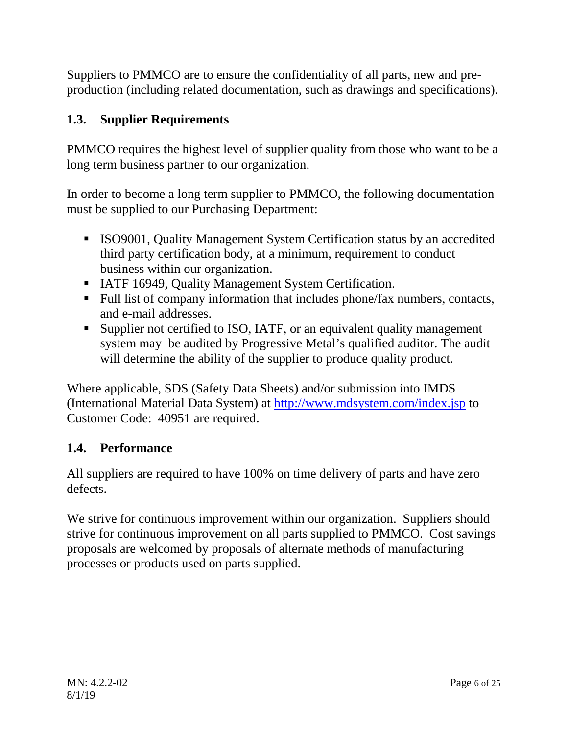Suppliers to PMMCO are to ensure the confidentiality of all parts, new and pre-production (including related documentation, such as drawings and specifications).

### 1.3. Supplier Requirements

PMMCO requires the highest level of supplier quality from those who want to be a long term business partner to our organization.

In order to become a long term supplier to PMMCO, the following documentation must be supplied to our Purchasing Department:

- ISO9001, Quality Management System Certification status by an accredited third party certification body, at a minimum, requirement to conduct business within our organization.
- IATF 16949, Quality Management System Certification.
- Full list of company information that includes phone/fax numbers, contacts, and e-mail addresses.
- Supplier not certified to ISO, IATF, or an equivalent quality management system may be audited by Progressive Metal's qualified auditor. The audit will determine the ability of the supplier to produce quality product.

Where applicable, SDS (Safety Data Sheets) and/or submission into IMDS (International Material Data System) at [http://www.mdsystem.com/index.jsp](http://www.mdsystem.com/index.jsp) to Customer Code: 40951 are required.

### 1.4. Performance

All suppliers are required to have 100% on time delivery of parts and have zero defects.

We strive for continuous improvement within our organization. Suppliers should strive for continuous improvement on all parts supplied to PMMCO. Cost savings proposals are welcomed by proposals of alternate methods of manufacturing processes or products used on parts supplied.

MN: 4.2.2-02
8/1/19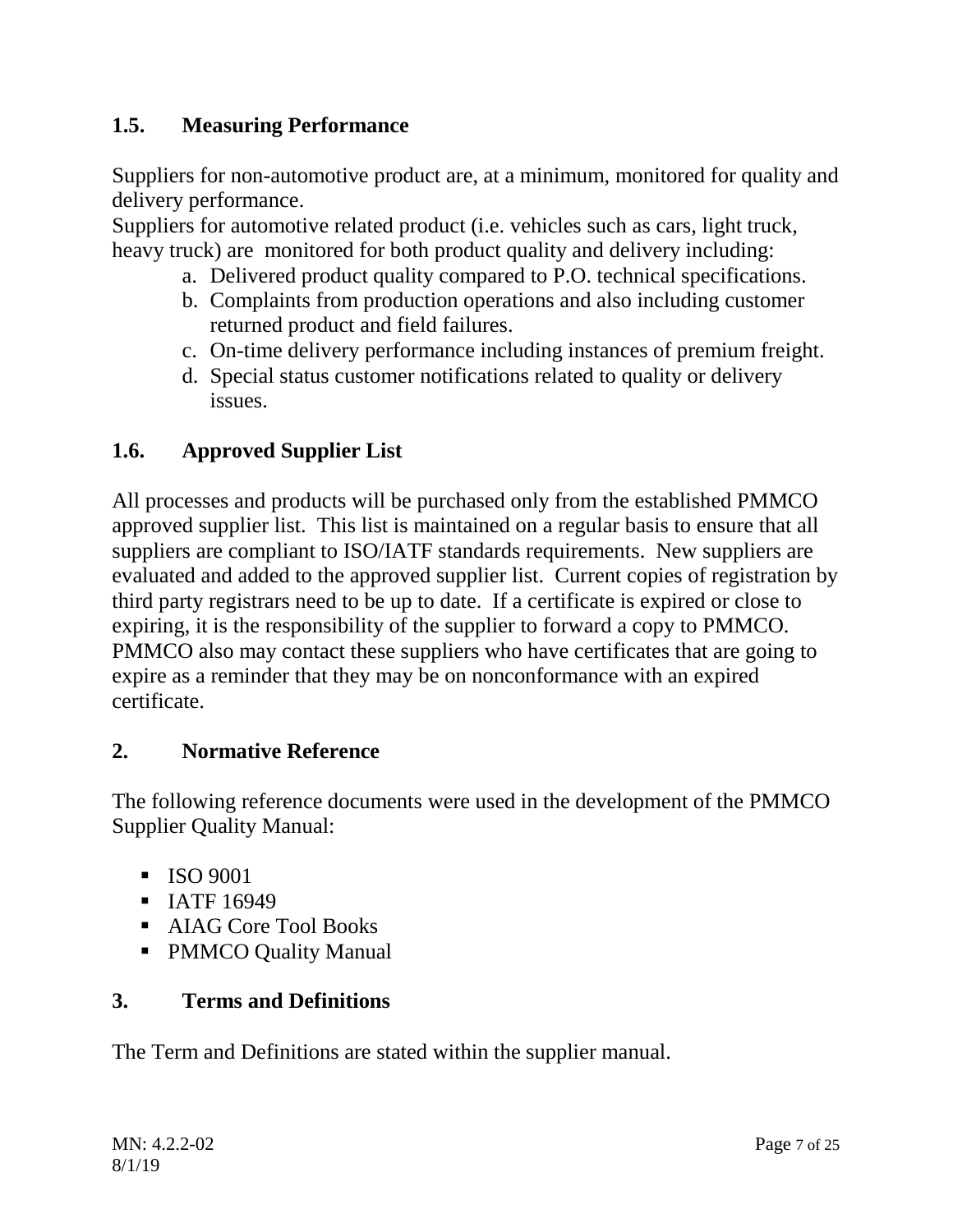## 1.5. Measuring Performance

Suppliers for non-automotive product are, at a minimum, monitored for quality and delivery performance.
Suppliers for automotive related product (i.e. vehicles such as cars, light truck, heavy truck) are monitored for both product quality and delivery including:

a. Delivered product quality compared to P.O. technical specifications.
b. Complaints from production operations and also including customer returned product and field failures.
c. On-time delivery performance including instances of premium freight.
d. Special status customer notifications related to quality or delivery issues.

## 1.6. Approved Supplier List

All processes and products will be purchased only from the established PMMCO approved supplier list. This list is maintained on a regular basis to ensure that all suppliers are compliant to ISO/IATF standards requirements. New suppliers are evaluated and added to the approved supplier list. Current copies of registration by third party registrars need to be up to date. If a certificate is expired or close to expiring, it is the responsibility of the supplier to forward a copy to PMMCO. PMMCO also may contact these suppliers who have certificates that are going to expire as a reminder that they may be on nonconformance with an expired certificate.

# 2. Normative Reference

The following reference documents were used in the development of the PMMCO Supplier Quality Manual:

- ISO 9001
- IATF 16949
- AIAG Core Tool Books
- PMMCO Quality Manual

# 3. Terms and Definitions

The Term and Definitions are stated within the supplier manual.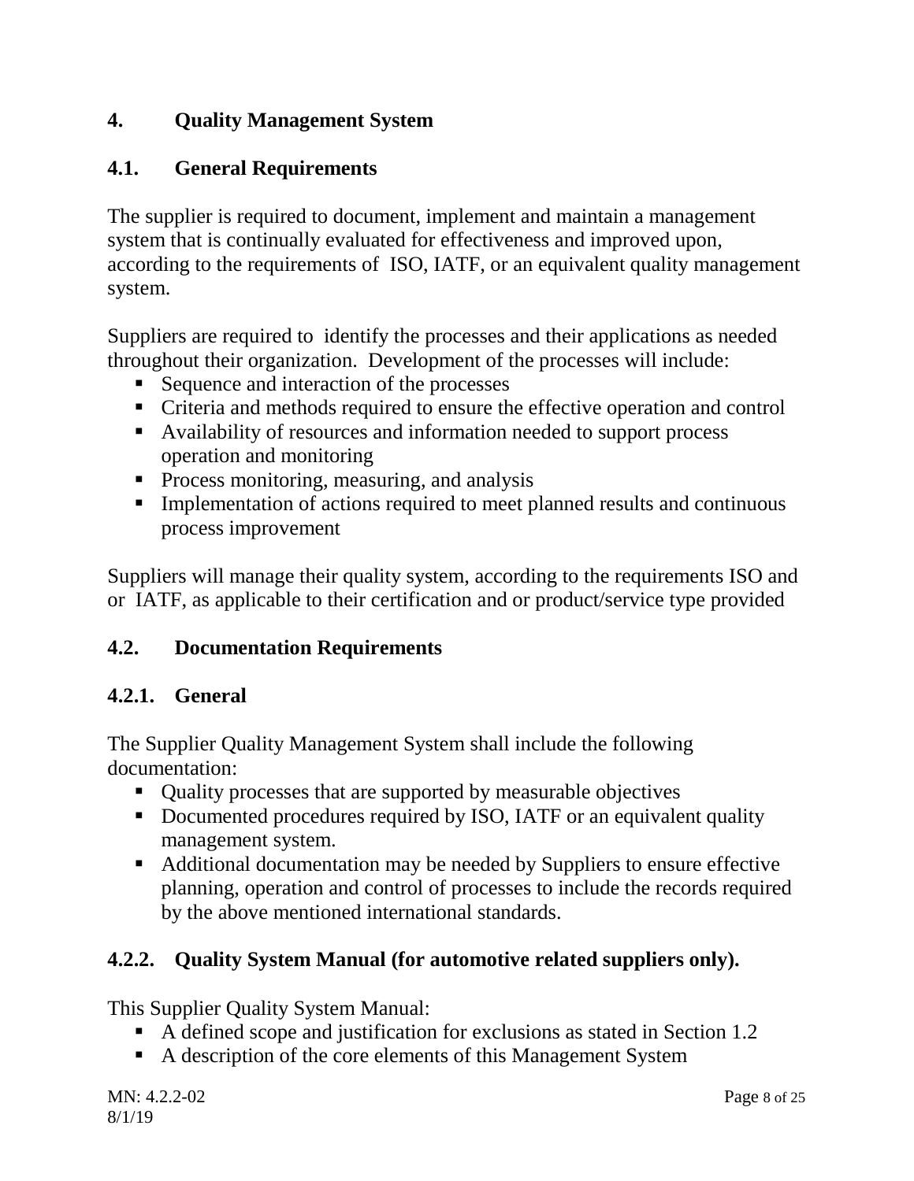# 4. Quality Management System

## 4.1. General Requirements

The supplier is required to document, implement and maintain a management system that is continually evaluated for effectiveness and improved upon, according to the requirements of ISO, IATF, or an equivalent quality management system.

Suppliers are required to identify the processes and their applications as needed throughout their organization. Development of the processes will include:

- Sequence and interaction of the processes
- Criteria and methods required to ensure the effective operation and control
- Availability of resources and information needed to support process operation and monitoring
- Process monitoring, measuring, and analysis
- Implementation of actions required to meet planned results and continuous process improvement

Suppliers will manage their quality system, according to the requirements ISO and or IATF, as applicable to their certification and or product/service type provided

## 4.2. Documentation Requirements

### 4.2.1. General

The Supplier Quality Management System shall include the following documentation:

- Quality processes that are supported by measurable objectives
- Documented procedures required by ISO, IATF or an equivalent quality management system.
- Additional documentation may be needed by Suppliers to ensure effective planning, operation and control of processes to include the records required by the above mentioned international standards.

### 4.2.2. Quality System Manual (for automotive related suppliers only).

This Supplier Quality System Manual:

- A defined scope and justification for exclusions as stated in Section 1.2
- A description of the core elements of this Management System

MN: 4.2.2-02
8/1/19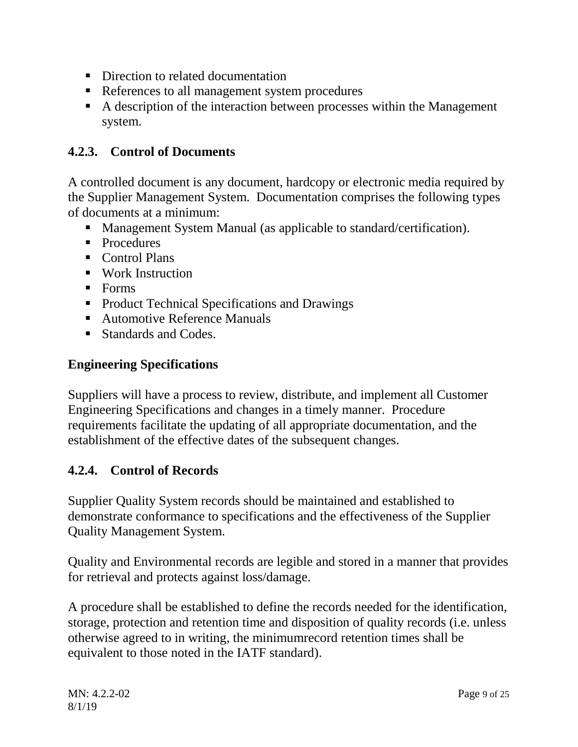- Direction to related documentation
- References to all management system procedures
- A description of the interaction between processes within the Management system.

### 4.2.3. Control of Documents

A controlled document is any document, hardcopy or electronic media required by the Supplier Management System. Documentation comprises the following types of documents at a minimum:

- Management System Manual (as applicable to standard/certification).
- Procedures
- Control Plans
- Work Instruction
- Forms
- Product Technical Specifications and Drawings
- Automotive Reference Manuals
- Standards and Codes.

### Engineering Specifications

Suppliers will have a process to review, distribute, and implement all Customer Engineering Specifications and changes in a timely manner. Procedure requirements facilitate the updating of all appropriate documentation, and the establishment of the effective dates of the subsequent changes.

### 4.2.4. Control of Records

Supplier Quality System records should be maintained and established to demonstrate conformance to specifications and the effectiveness of the Supplier Quality Management System.

Quality and Environmental records are legible and stored in a manner that provides for retrieval and protects against loss/damage.

A procedure shall be established to define the records needed for the identification, storage, protection and retention time and disposition of quality records (i.e. unless otherwise agreed to in writing, the minimumrecord retention times shall be equivalent to those noted in the IATF standard).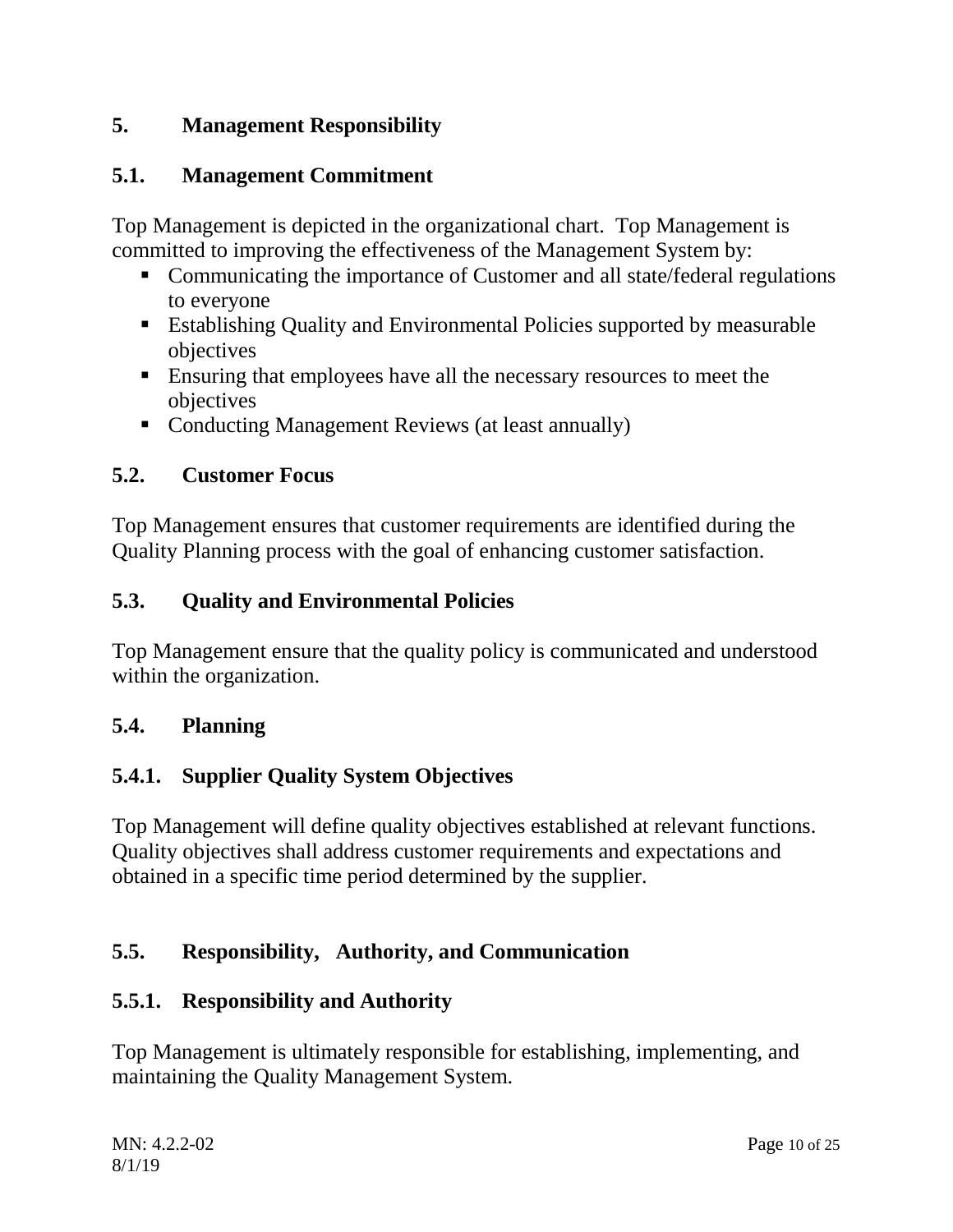## 5. Management Responsibility

### 5.1. Management Commitment

Top Management is depicted in the organizational chart. Top Management is committed to improving the effectiveness of the Management System by:

- Communicating the importance of Customer and all state/federal regulations to everyone
- Establishing Quality and Environmental Policies supported by measurable objectives
- Ensuring that employees have all the necessary resources to meet the objectives
- Conducting Management Reviews (at least annually)

### 5.2. Customer Focus

Top Management ensures that customer requirements are identified during the Quality Planning process with the goal of enhancing customer satisfaction.

### 5.3. Quality and Environmental Policies

Top Management ensure that the quality policy is communicated and understood within the organization.

### 5.4. Planning

#### 5.4.1. Supplier Quality System Objectives

Top Management will define quality objectives established at relevant functions. Quality objectives shall address customer requirements and expectations and obtained in a specific time period determined by the supplier.

### 5.5. Responsibility, Authority, and Communication

#### 5.5.1. Responsibility and Authority

Top Management is ultimately responsible for establishing, implementing, and maintaining the Quality Management System.

MN: 4.2.2-02
8/1/19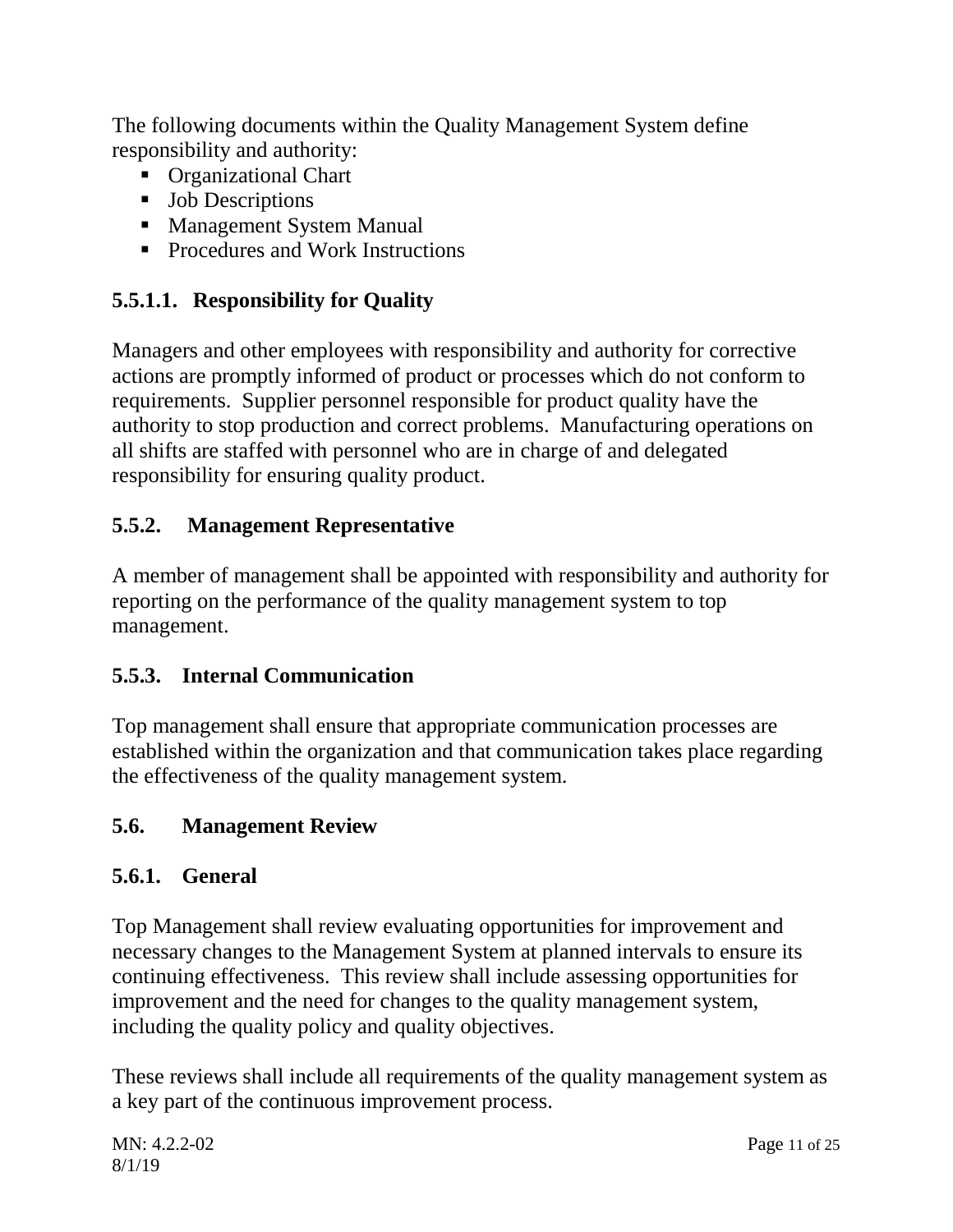The following documents within the Quality Management System define responsibility and authority:

- Organizational Chart
- Job Descriptions
- Management System Manual
- Procedures and Work Instructions

### 5.5.1.1. Responsibility for Quality

Managers and other employees with responsibility and authority for corrective actions are promptly informed of product or processes which do not conform to requirements. Supplier personnel responsible for product quality have the authority to stop production and correct problems. Manufacturing operations on all shifts are staffed with personnel who are in charge of and delegated responsibility for ensuring quality product.

### 5.5.2. Management Representative

A member of management shall be appointed with responsibility and authority for reporting on the performance of the quality management system to top management.

### 5.5.3. Internal Communication

Top management shall ensure that appropriate communication processes are established within the organization and that communication takes place regarding the effectiveness of the quality management system.

## 5.6. Management Review

### 5.6.1. General

Top Management shall review evaluating opportunities for improvement and necessary changes to the Management System at planned intervals to ensure its continuing effectiveness. This review shall include assessing opportunities for improvement and the need for changes to the quality management system, including the quality policy and quality objectives.

These reviews shall include all requirements of the quality management system as a key part of the continuous improvement process.

MN: 4.2.2-02
8/1/19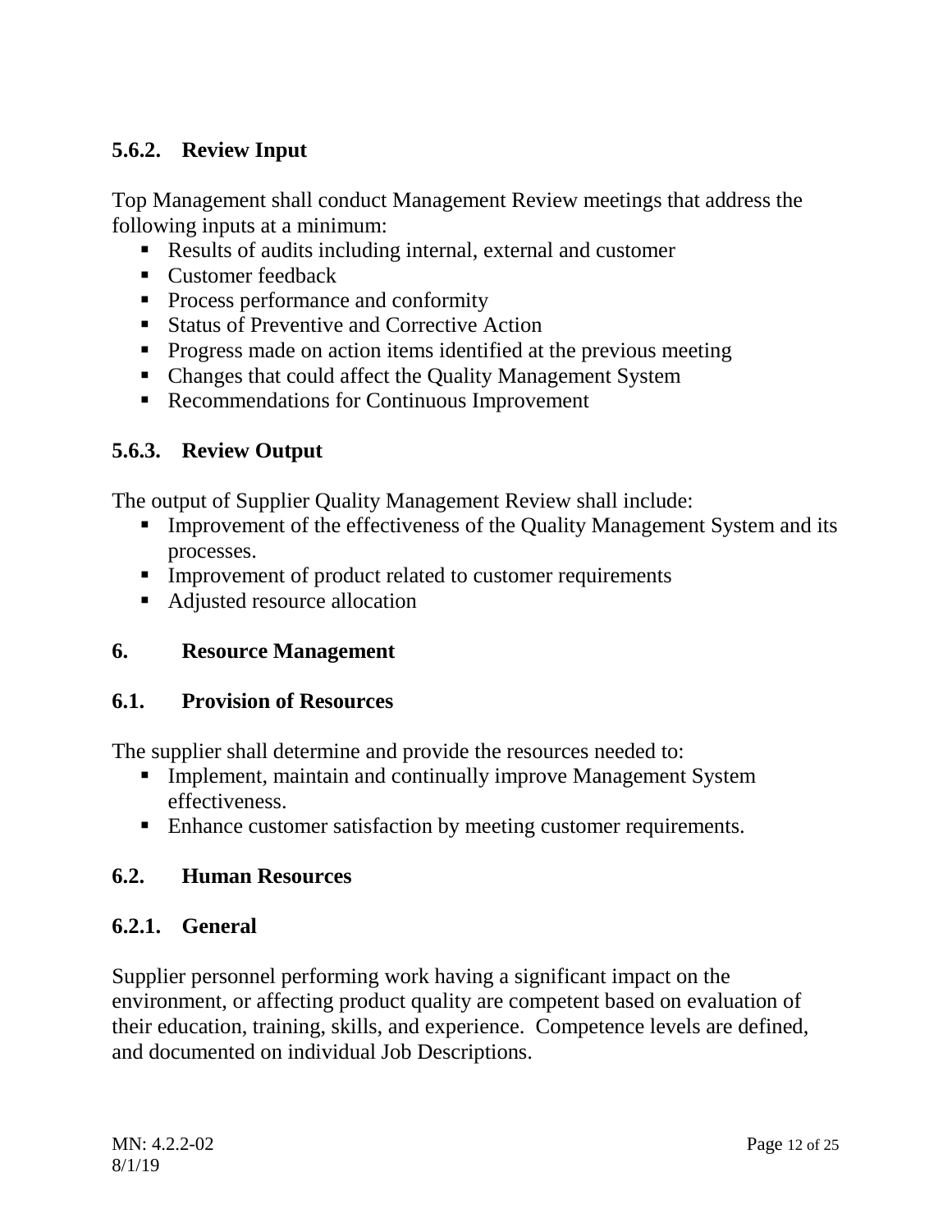### 5.6.2. Review Input

Top Management shall conduct Management Review meetings that address the following inputs at a minimum:

- Results of audits including internal, external and customer
- Customer feedback
- Process performance and conformity
- Status of Preventive and Corrective Action
- Progress made on action items identified at the previous meeting
- Changes that could affect the Quality Management System
- Recommendations for Continuous Improvement

### 5.6.3. Review Output

The output of Supplier Quality Management Review shall include:

- Improvement of the effectiveness of the Quality Management System and its processes.
- Improvement of product related to customer requirements
- Adjusted resource allocation

# 6. Resource Management

## 6.1. Provision of Resources

The supplier shall determine and provide the resources needed to:

- Implement, maintain and continually improve Management System effectiveness.
- Enhance customer satisfaction by meeting customer requirements.

## 6.2. Human Resources

### 6.2.1. General

Supplier personnel performing work having a significant impact on the environment, or affecting product quality are competent based on evaluation of their education, training, skills, and experience. Competence levels are defined, and documented on individual Job Descriptions.

MN: 4.2.2-02
8/1/19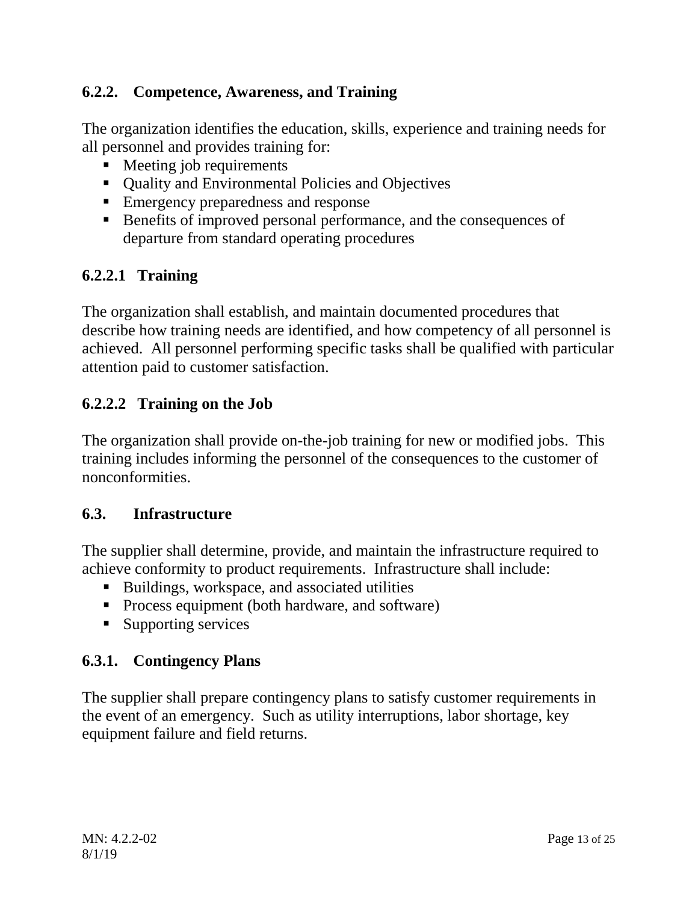### 6.2.2. Competence, Awareness, and Training

The organization identifies the education, skills, experience and training needs for all personnel and provides training for:

- Meeting job requirements
- Quality and Environmental Policies and Objectives
- Emergency preparedness and response
- Benefits of improved personal performance, and the consequences of departure from standard operating procedures

#### 6.2.2.1 Training

The organization shall establish, and maintain documented procedures that describe how training needs are identified, and how competency of all personnel is achieved. All personnel performing specific tasks shall be qualified with particular attention paid to customer satisfaction.

#### 6.2.2.2 Training on the Job

The organization shall provide on-the-job training for new or modified jobs. This training includes informing the personnel of the consequences to the customer of nonconformities.

### 6.3. Infrastructure

The supplier shall determine, provide, and maintain the infrastructure required to achieve conformity to product requirements. Infrastructure shall include:

- Buildings, workspace, and associated utilities
- Process equipment (both hardware, and software)
- Supporting services

### 6.3.1. Contingency Plans

The supplier shall prepare contingency plans to satisfy customer requirements in the event of an emergency. Such as utility interruptions, labor shortage, key equipment failure and field returns.

MN: 4.2.2-02
8/1/19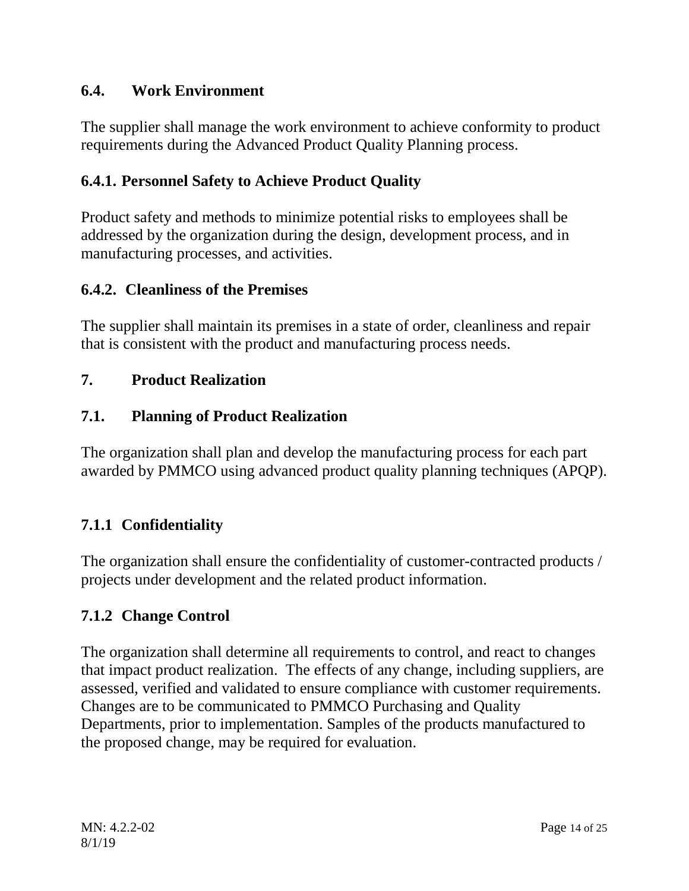## 6.4. Work Environment

The supplier shall manage the work environment to achieve conformity to product requirements during the Advanced Product Quality Planning process.

### 6.4.1. Personnel Safety to Achieve Product Quality

Product safety and methods to minimize potential risks to employees shall be addressed by the organization during the design, development process, and in manufacturing processes, and activities.

### 6.4.2. Cleanliness of the Premises

The supplier shall maintain its premises in a state of order, cleanliness and repair that is consistent with the product and manufacturing process needs.

# 7. Product Realization

## 7.1. Planning of Product Realization

The organization shall plan and develop the manufacturing process for each part awarded by PMMCO using advanced product quality planning techniques (APQP).

### 7.1.1 Confidentiality

The organization shall ensure the confidentiality of customer-contracted products / projects under development and the related product information.

### 7.1.2 Change Control

The organization shall determine all requirements to control, and react to changes that impact product realization. The effects of any change, including suppliers, are assessed, verified and validated to ensure compliance with customer requirements. Changes are to be communicated to PMMCO Purchasing and Quality Departments, prior to implementation. Samples of the products manufactured to the proposed change, may be required for evaluation.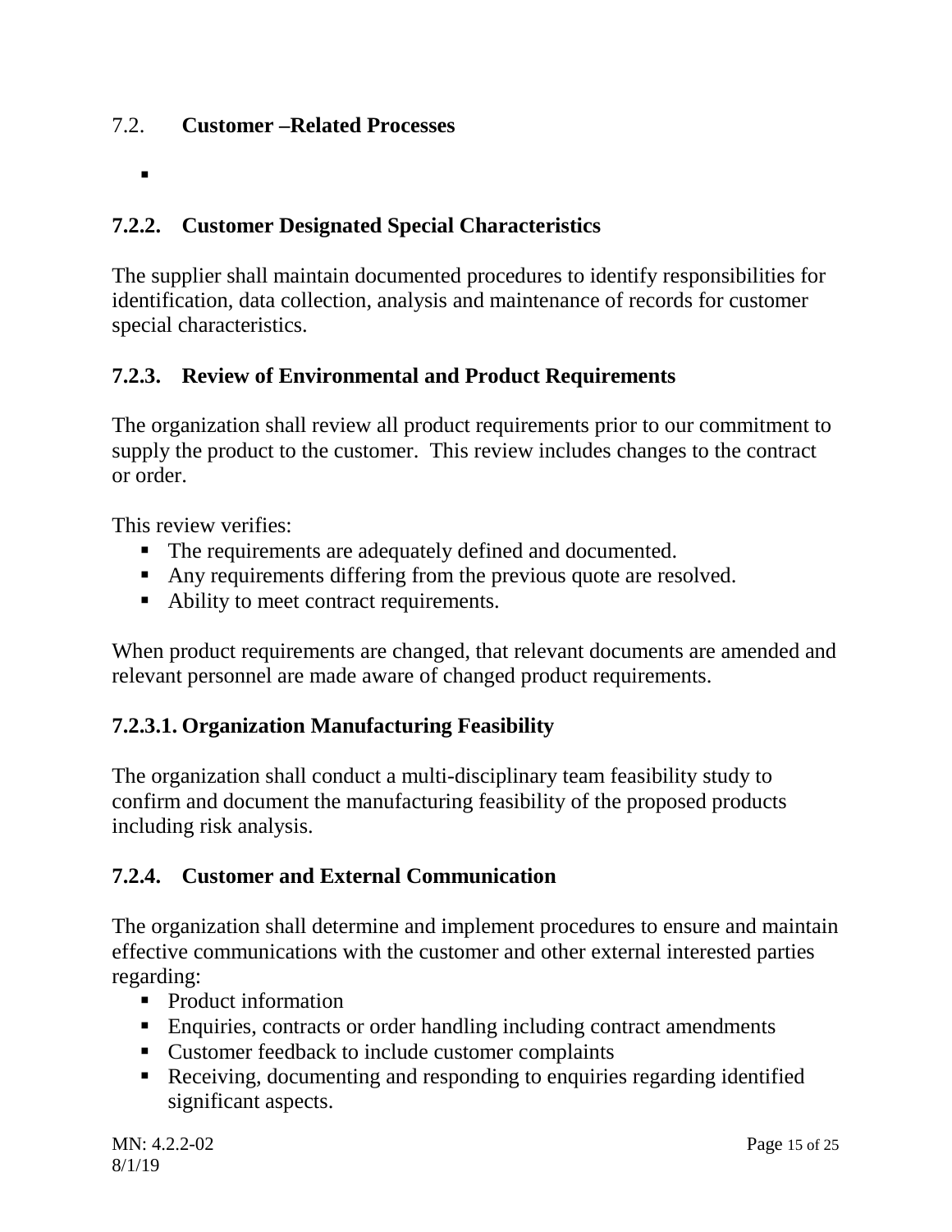## 7.2. **Customer –Related Processes**

- 

### 7.2.2. Customer Designated Special Characteristics

The supplier shall maintain documented procedures to identify responsibilities for identification, data collection, analysis and maintenance of records for customer special characteristics.

### 7.2.3. Review of Environmental and Product Requirements

The organization shall review all product requirements prior to our commitment to supply the product to the customer. This review includes changes to the contract or order.

This review verifies:

- The requirements are adequately defined and documented.
- Any requirements differing from the previous quote are resolved.
- Ability to meet contract requirements.

When product requirements are changed, that relevant documents are amended and relevant personnel are made aware of changed product requirements.

### 7.2.3.1. Organization Manufacturing Feasibility

The organization shall conduct a multi-disciplinary team feasibility study to confirm and document the manufacturing feasibility of the proposed products including risk analysis.

### 7.2.4. Customer and External Communication

The organization shall determine and implement procedures to ensure and maintain effective communications with the customer and other external interested parties regarding:

- Product information
- Enquiries, contracts or order handling including contract amendments
- Customer feedback to include customer complaints
- Receiving, documenting and responding to enquiries regarding identified significant aspects.

MN: 4.2.2-02
8/1/19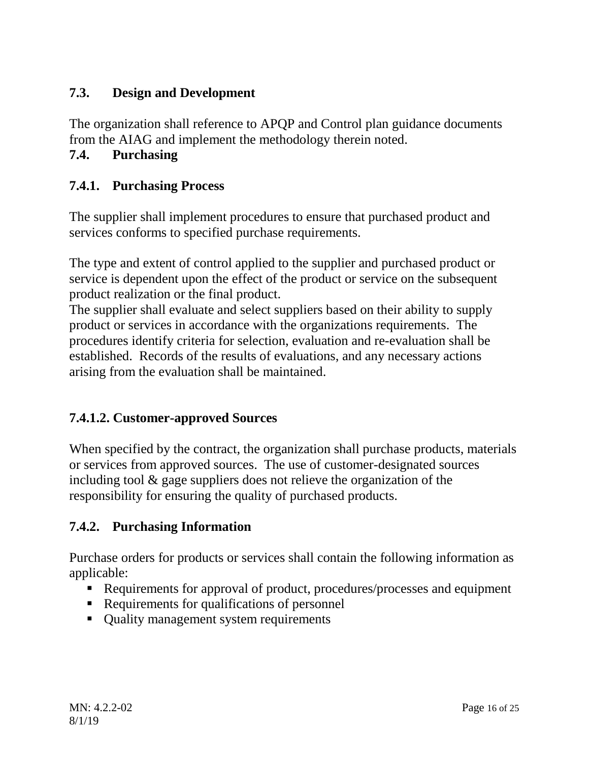## 7.3. Design and Development

The organization shall reference to APQP and Control plan guidance documents from the AIAG and implement the methodology therein noted.

## 7.4. Purchasing

### 7.4.1. Purchasing Process

The supplier shall implement procedures to ensure that purchased product and services conforms to specified purchase requirements.

The type and extent of control applied to the supplier and purchased product or service is dependent upon the effect of the product or service on the subsequent product realization or the final product.

The supplier shall evaluate and select suppliers based on their ability to supply product or services in accordance with the organizations requirements. The procedures identify criteria for selection, evaluation and re-evaluation shall be established. Records of the results of evaluations, and any necessary actions arising from the evaluation shall be maintained.

#### 7.4.1.2. Customer-approved Sources

When specified by the contract, the organization shall purchase products, materials or services from approved sources. The use of customer-designated sources including tool & gage suppliers does not relieve the organization of the responsibility for ensuring the quality of purchased products.

### 7.4.2. Purchasing Information

Purchase orders for products or services shall contain the following information as applicable:

- Requirements for approval of product, procedures/processes and equipment
- Requirements for qualifications of personnel
- Quality management system requirements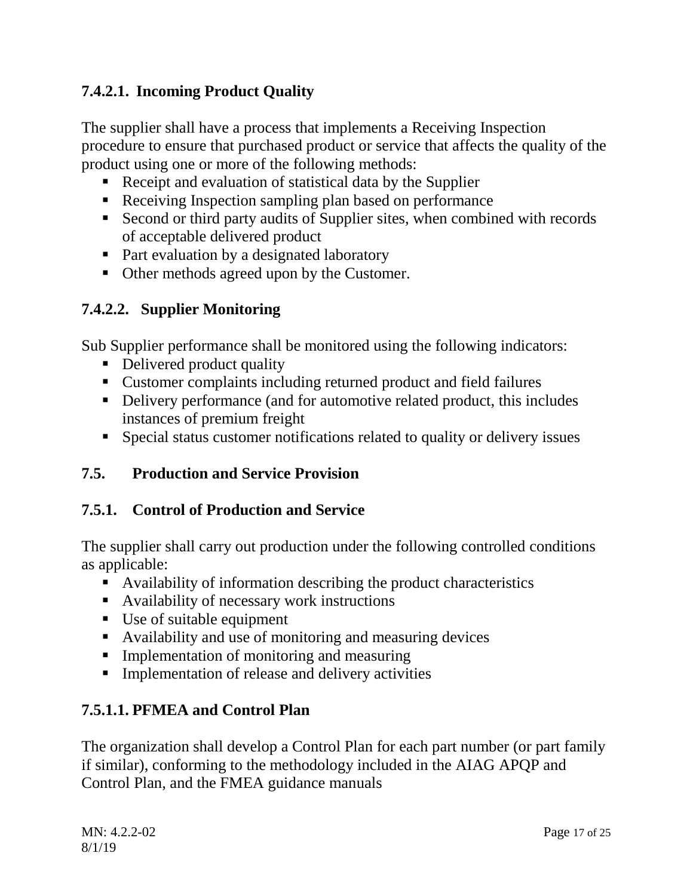#### 7.4.2.1. Incoming Product Quality

The supplier shall have a process that implements a Receiving Inspection procedure to ensure that purchased product or service that affects the quality of the product using one or more of the following methods:

- Receipt and evaluation of statistical data by the Supplier
- Receiving Inspection sampling plan based on performance
- Second or third party audits of Supplier sites, when combined with records of acceptable delivered product
- Part evaluation by a designated laboratory
- Other methods agreed upon by the Customer.

#### 7.4.2.2. Supplier Monitoring

Sub Supplier performance shall be monitored using the following indicators:

- Delivered product quality
- Customer complaints including returned product and field failures
- Delivery performance (and for automotive related product, this includes instances of premium freight
- Special status customer notifications related to quality or delivery issues

## 7.5. Production and Service Provision

### 7.5.1. Control of Production and Service

The supplier shall carry out production under the following controlled conditions as applicable:

- Availability of information describing the product characteristics
- Availability of necessary work instructions
- Use of suitable equipment
- Availability and use of monitoring and measuring devices
- Implementation of monitoring and measuring
- Implementation of release and delivery activities

#### 7.5.1.1. PFMEA and Control Plan

The organization shall develop a Control Plan for each part number (or part family if similar), conforming to the methodology included in the AIAG APQP and Control Plan, and the FMEA guidance manuals

MN: 4.2.2-02
8/1/19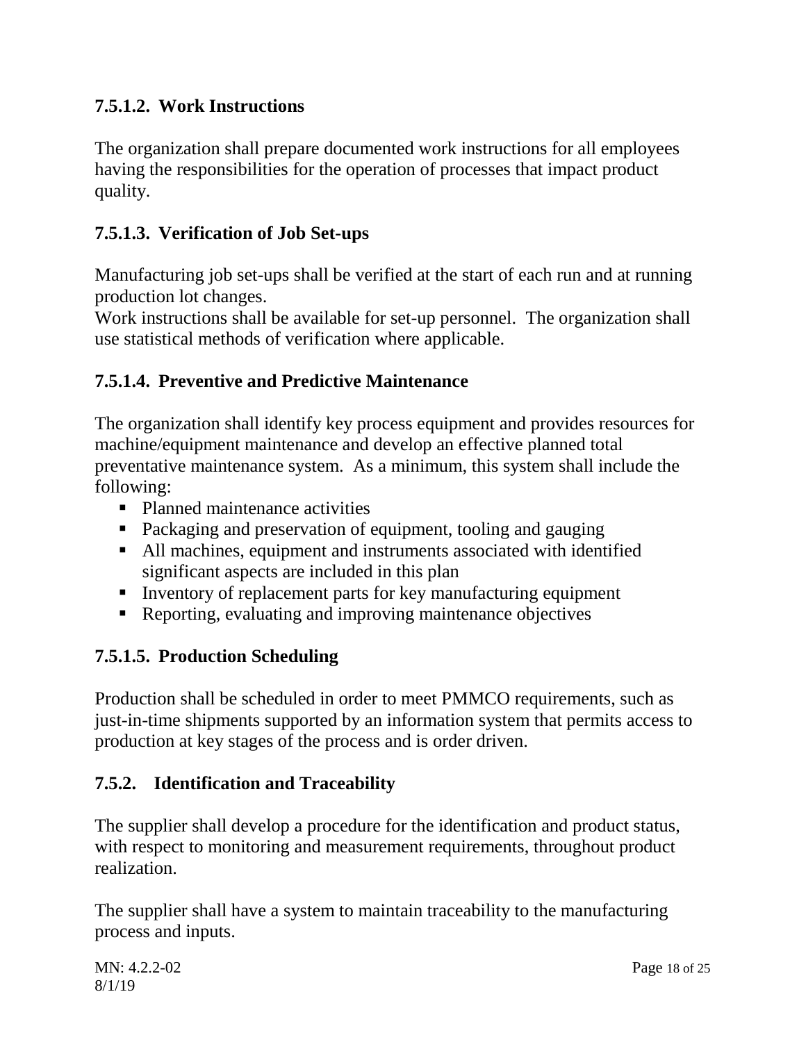### 7.5.1.2. Work Instructions

The organization shall prepare documented work instructions for all employees having the responsibilities for the operation of processes that impact product quality.

### 7.5.1.3. Verification of Job Set-ups

Manufacturing job set-ups shall be verified at the start of each run and at running production lot changes.
Work instructions shall be available for set-up personnel. The organization shall use statistical methods of verification where applicable.

### 7.5.1.4. Preventive and Predictive Maintenance

The organization shall identify key process equipment and provides resources for machine/equipment maintenance and develop an effective planned total preventative maintenance system. As a minimum, this system shall include the following:

- Planned maintenance activities
- Packaging and preservation of equipment, tooling and gauging
- All machines, equipment and instruments associated with identified significant aspects are included in this plan
- Inventory of replacement parts for key manufacturing equipment
- Reporting, evaluating and improving maintenance objectives

### 7.5.1.5. Production Scheduling

Production shall be scheduled in order to meet PMMCO requirements, such as just-in-time shipments supported by an information system that permits access to production at key stages of the process and is order driven.

### 7.5.2. Identification and Traceability

The supplier shall develop a procedure for the identification and product status, with respect to monitoring and measurement requirements, throughout product realization.

The supplier shall have a system to maintain traceability to the manufacturing process and inputs.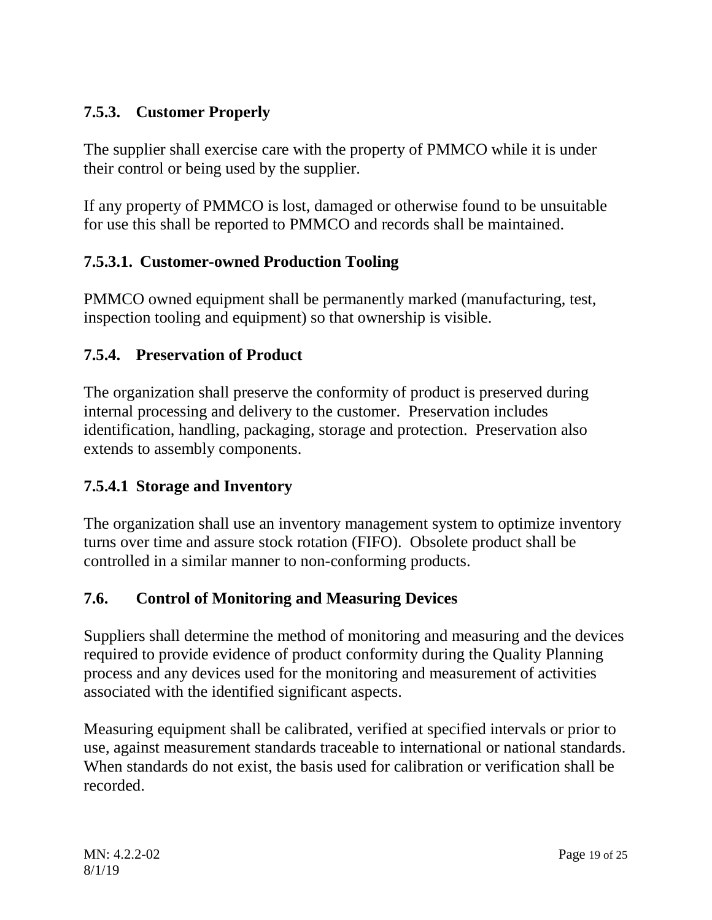### 7.5.3. Customer Properly

The supplier shall exercise care with the property of PMMCO while it is under their control or being used by the supplier.

If any property of PMMCO is lost, damaged or otherwise found to be unsuitable for use this shall be reported to PMMCO and records shall be maintained.

### 7.5.3.1. Customer-owned Production Tooling

PMMCO owned equipment shall be permanently marked (manufacturing, test, inspection tooling and equipment) so that ownership is visible.

### 7.5.4. Preservation of Product

The organization shall preserve the conformity of product is preserved during internal processing and delivery to the customer. Preservation includes identification, handling, packaging, storage and protection. Preservation also extends to assembly components.

### 7.5.4.1 Storage and Inventory

The organization shall use an inventory management system to optimize inventory turns over time and assure stock rotation (FIFO). Obsolete product shall be controlled in a similar manner to non-conforming products.

### 7.6. Control of Monitoring and Measuring Devices

Suppliers shall determine the method of monitoring and measuring and the devices required to provide evidence of product conformity during the Quality Planning process and any devices used for the monitoring and measurement of activities associated with the identified significant aspects.

Measuring equipment shall be calibrated, verified at specified intervals or prior to use, against measurement standards traceable to international or national standards. When standards do not exist, the basis used for calibration or verification shall be recorded.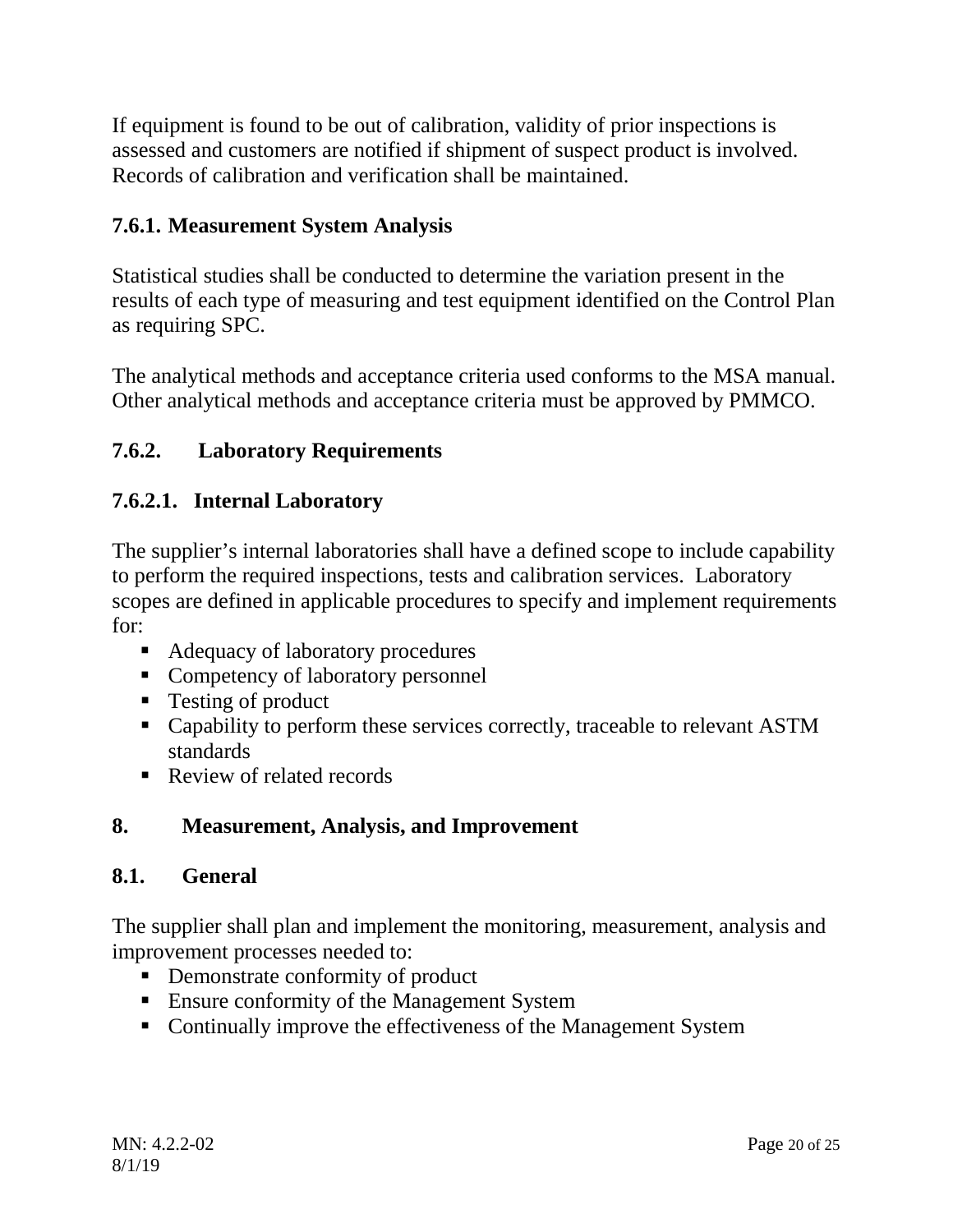If equipment is found to be out of calibration, validity of prior inspections is assessed and customers are notified if shipment of suspect product is involved. Records of calibration and verification shall be maintained.

### 7.6.1. Measurement System Analysis

Statistical studies shall be conducted to determine the variation present in the results of each type of measuring and test equipment identified on the Control Plan as requiring SPC.

The analytical methods and acceptance criteria used conforms to the MSA manual. Other analytical methods and acceptance criteria must be approved by PMMCO.

### 7.6.2. Laboratory Requirements

#### 7.6.2.1. Internal Laboratory

The supplier's internal laboratories shall have a defined scope to include capability to perform the required inspections, tests and calibration services. Laboratory scopes are defined in applicable procedures to specify and implement requirements for:

- Adequacy of laboratory procedures
- Competency of laboratory personnel
- Testing of product
- Capability to perform these services correctly, traceable to relevant ASTM standards
- Review of related records

## 8. Measurement, Analysis, and Improvement

### 8.1. General

The supplier shall plan and implement the monitoring, measurement, analysis and improvement processes needed to:

- Demonstrate conformity of product
- Ensure conformity of the Management System
- Continually improve the effectiveness of the Management System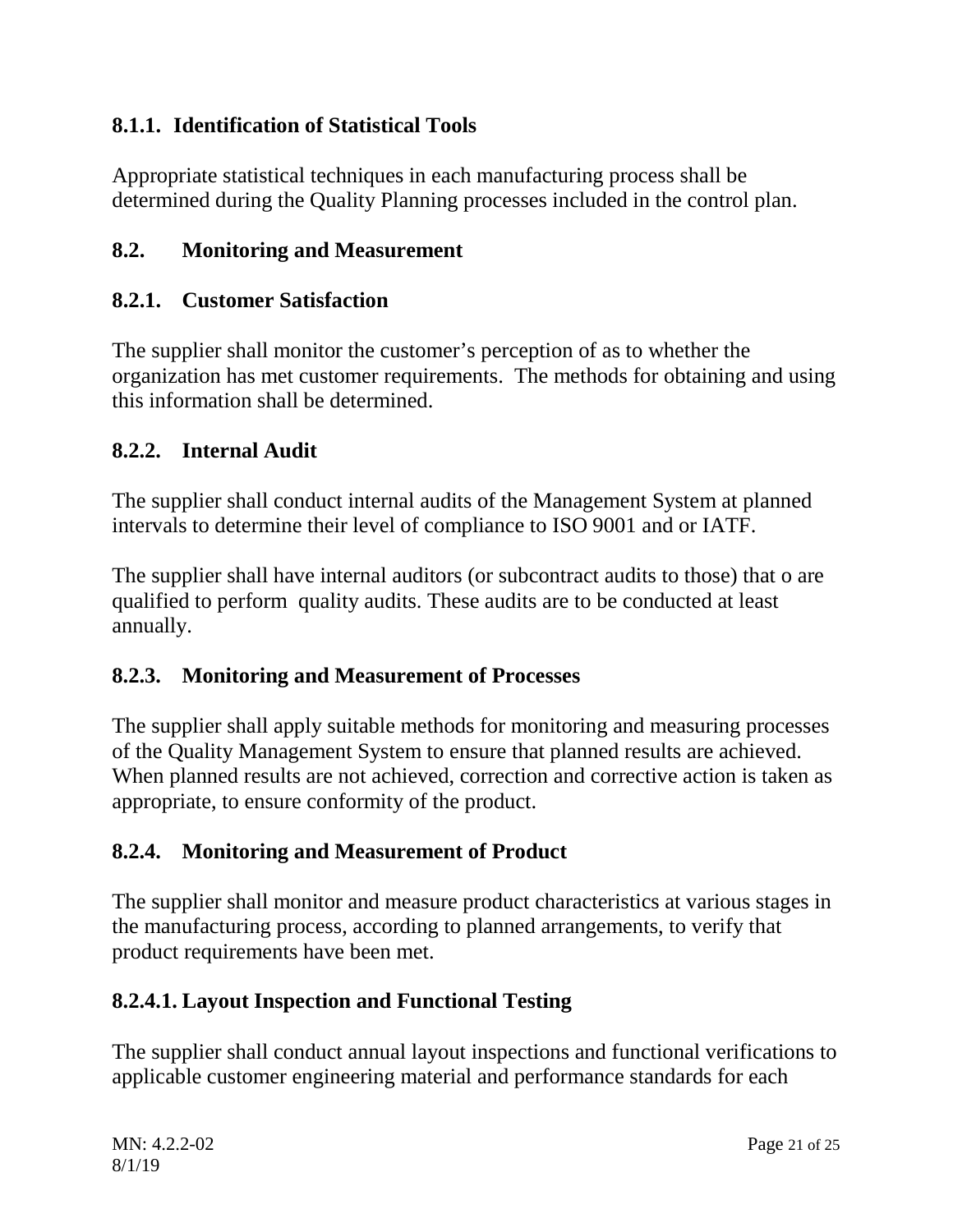### 8.1.1. Identification of Statistical Tools

Appropriate statistical techniques in each manufacturing process shall be determined during the Quality Planning processes included in the control plan.

## 8.2. Monitoring and Measurement

### 8.2.1. Customer Satisfaction

The supplier shall monitor the customer's perception of as to whether the organization has met customer requirements. The methods for obtaining and using this information shall be determined.

### 8.2.2. Internal Audit

The supplier shall conduct internal audits of the Management System at planned intervals to determine their level of compliance to ISO 9001 and or IATF.

The supplier shall have internal auditors (or subcontract audits to those) that o are qualified to perform quality audits. These audits are to be conducted at least annually.

### 8.2.3. Monitoring and Measurement of Processes

The supplier shall apply suitable methods for monitoring and measuring processes of the Quality Management System to ensure that planned results are achieved. When planned results are not achieved, correction and corrective action is taken as appropriate, to ensure conformity of the product.

### 8.2.4. Monitoring and Measurement of Product

The supplier shall monitor and measure product characteristics at various stages in the manufacturing process, according to planned arrangements, to verify that product requirements have been met.

#### 8.2.4.1. Layout Inspection and Functional Testing

The supplier shall conduct annual layout inspections and functional verifications to applicable customer engineering material and performance standards for each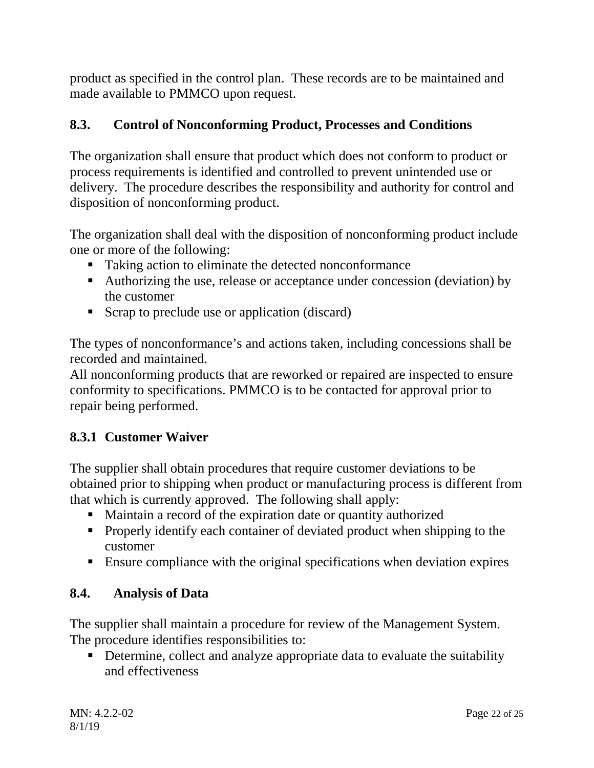product as specified in the control plan. These records are to be maintained and made available to PMMCO upon request.

### 8.3. Control of Nonconforming Product, Processes and Conditions

The organization shall ensure that product which does not conform to product or process requirements is identified and controlled to prevent unintended use or delivery. The procedure describes the responsibility and authority for control and disposition of nonconforming product.

The organization shall deal with the disposition of nonconforming product include one or more of the following:

- Taking action to eliminate the detected nonconformance
- Authorizing the use, release or acceptance under concession (deviation) by the customer
- Scrap to preclude use or application (discard)

The types of nonconformance's and actions taken, including concessions shall be recorded and maintained.
All nonconforming products that are reworked or repaired are inspected to ensure conformity to specifications. PMMCO is to be contacted for approval prior to repair being performed.

#### 8.3.1 Customer Waiver

The supplier shall obtain procedures that require customer deviations to be obtained prior to shipping when product or manufacturing process is different from that which is currently approved. The following shall apply:

- Maintain a record of the expiration date or quantity authorized
- Properly identify each container of deviated product when shipping to the customer
- Ensure compliance with the original specifications when deviation expires

### 8.4. Analysis of Data

The supplier shall maintain a procedure for review of the Management System. The procedure identifies responsibilities to:

- Determine, collect and analyze appropriate data to evaluate the suitability and effectiveness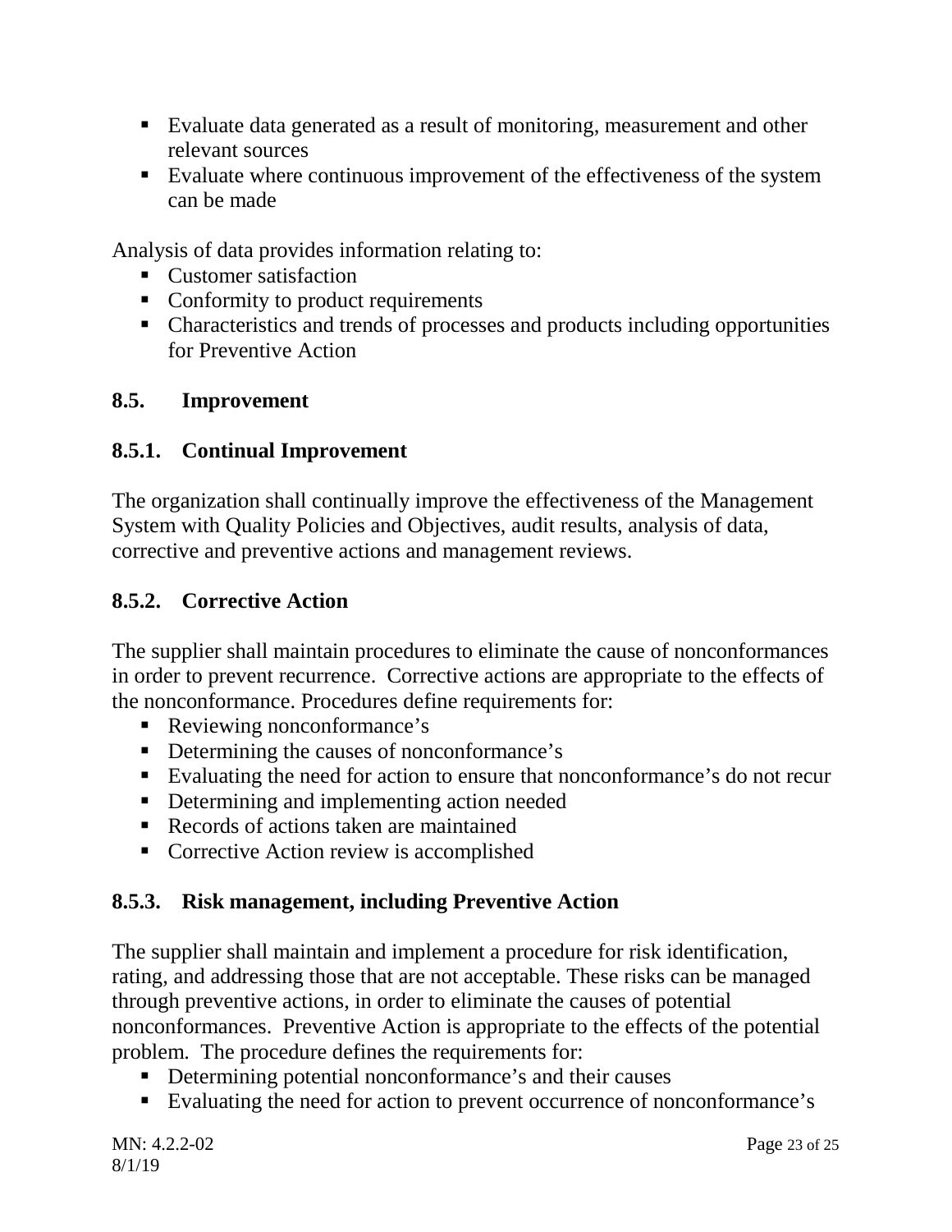- Evaluate data generated as a result of monitoring, measurement and other relevant sources
- Evaluate where continuous improvement of the effectiveness of the system can be made

Analysis of data provides information relating to:

- Customer satisfaction
- Conformity to product requirements
- Characteristics and trends of processes and products including opportunities for Preventive Action

## 8.5. Improvement

### 8.5.1. Continual Improvement

The organization shall continually improve the effectiveness of the Management System with Quality Policies and Objectives, audit results, analysis of data, corrective and preventive actions and management reviews.

### 8.5.2. Corrective Action

The supplier shall maintain procedures to eliminate the cause of nonconformances in order to prevent recurrence. Corrective actions are appropriate to the effects of the nonconformance. Procedures define requirements for:

- Reviewing nonconformance's
- Determining the causes of nonconformance's
- Evaluating the need for action to ensure that nonconformance's do not recur
- Determining and implementing action needed
- Records of actions taken are maintained
- Corrective Action review is accomplished

### 8.5.3. Risk management, including Preventive Action

The supplier shall maintain and implement a procedure for risk identification, rating, and addressing those that are not acceptable. These risks can be managed through preventive actions, in order to eliminate the causes of potential nonconformances. Preventive Action is appropriate to the effects of the potential problem. The procedure defines the requirements for:

- Determining potential nonconformance's and their causes
- Evaluating the need for action to prevent occurrence of nonconformance's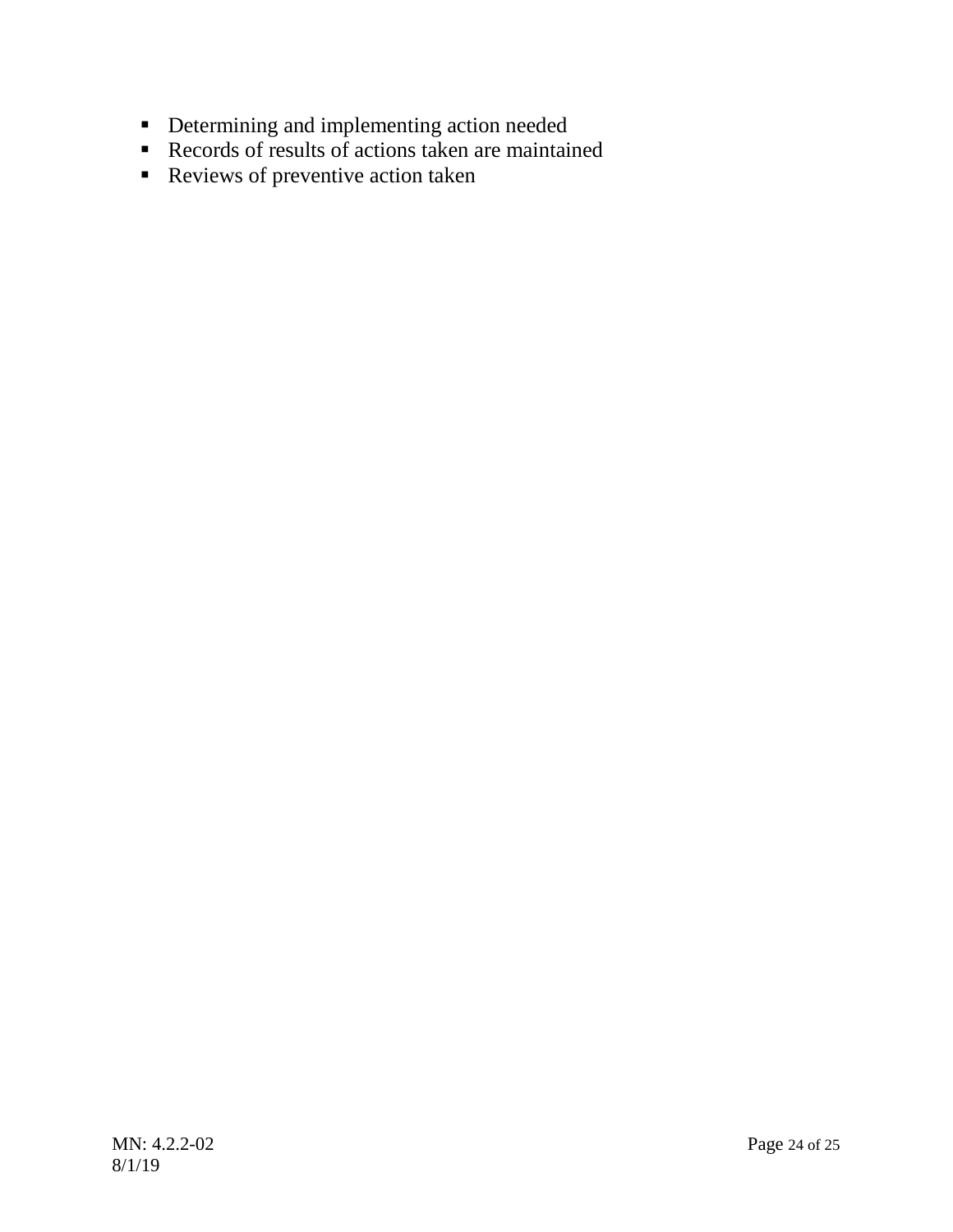- Determining and implementing action needed
- Records of results of actions taken are maintained
- Reviews of preventive action taken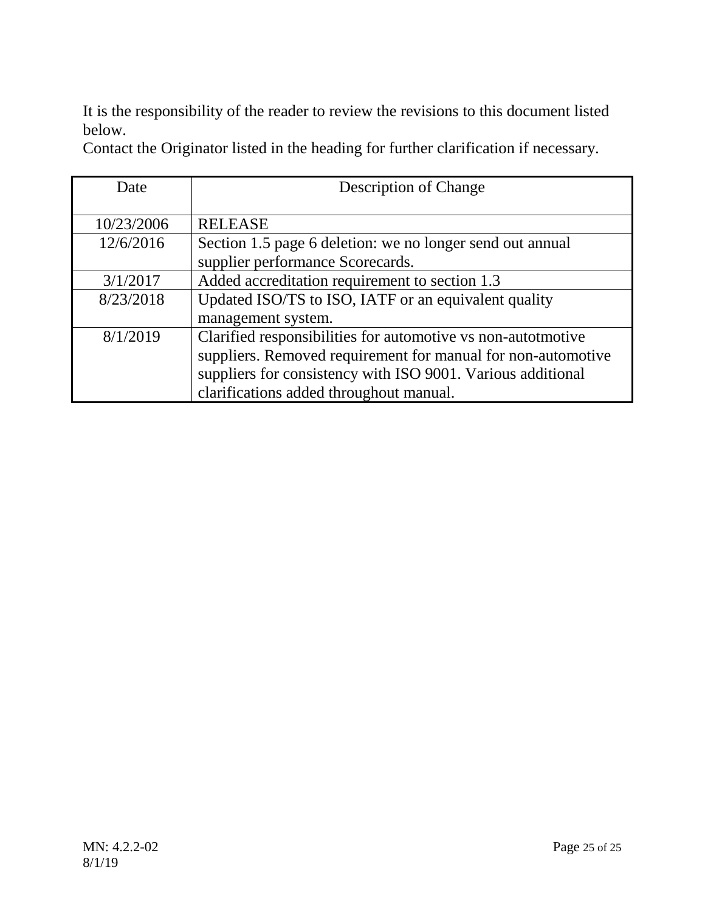It is the responsibility of the reader to review the revisions to this document listed below.
Contact the Originator listed in the heading for further clarification if necessary.

| Date | Description of Change |
| --- | --- |
| 10/23/2006 | RELEASE |
| 12/6/2016 | Section 1.5 page 6 deletion: we no longer send out annual supplier performance Scorecards. |
| 3/1/2017 | Added accreditation requirement to section 1.3 |
| 8/23/2018 | Updated ISO/TS to ISO, IATF or an equivalent quality management system. |
| 8/1/2019 | Clarified responsibilities for automotive vs non-autotmotive suppliers. Removed requirement for manual for non-automotive suppliers for consistency with ISO 9001. Various additional clarifications added throughout manual. |